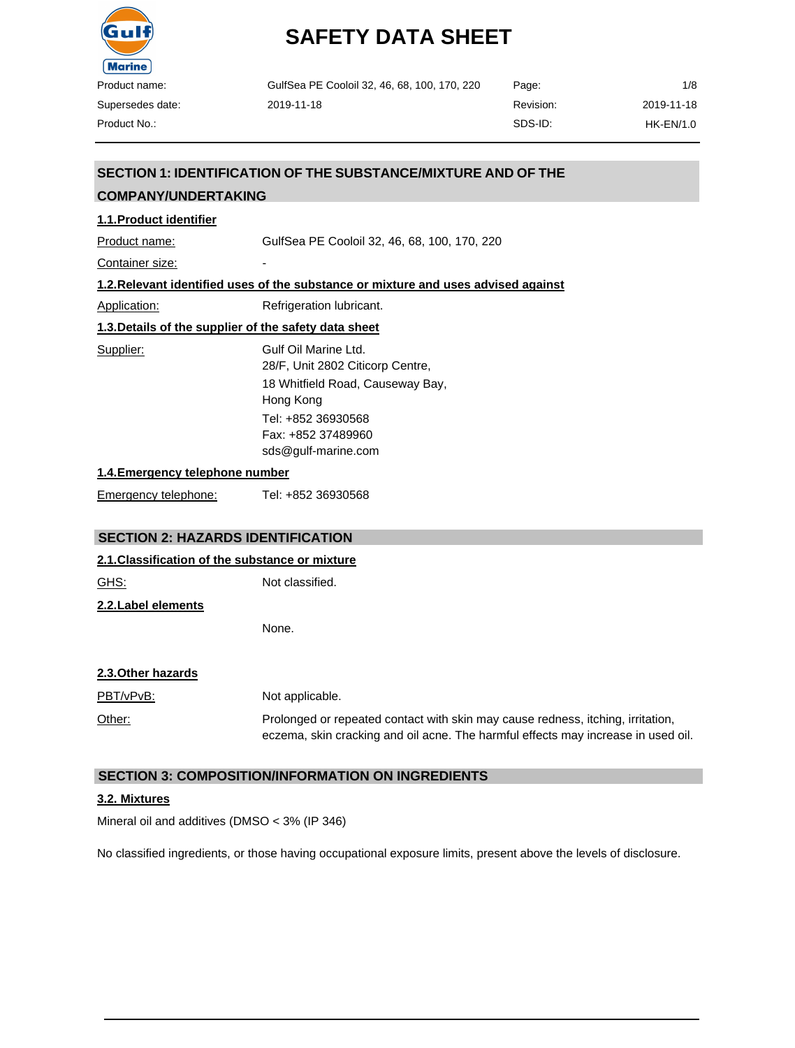# SAFETY DATA SHEET

| Product name: | GulfSea PE Cooloil 32, 46, 68, 100, 170, 220 | Page: | 1/8 |
| --- | --- | --- | --- |
| Supersedes date: | 2019-11-18 | Revision: | 2019-11-18 |
| Product No.: | | SDS-ID: | HK-EN/1.0 |

## SECTION 1: IDENTIFICATION OF THE SUBSTANCE/MIXTURE AND OF THE COMPANY/UNDERTAKING

### 1.1.Product identifier

Product name: GulfSea PE Cooloil 32, 46, 68, 100, 170, 220

Container size: -

### 1.2.Relevant identified uses of the substance or mixture and uses advised against

Application: Refrigeration lubricant.

### 1.3.Details of the supplier of the safety data sheet

Supplier:
Gulf Oil Marine Ltd.
28/F, Unit 2802 Citicorp Centre,
18 Whitfield Road, Causeway Bay,
Hong Kong
Tel: +852 36930568
Fax: +852 37489960
sds@gulf-marine.com

### 1.4.Emergency telephone number

Emergency telephone: Tel: +852 36930568

## SECTION 2: HAZARDS IDENTIFICATION

### 2.1.Classification of the substance or mixture

GHS: Not classified.

### 2.2.Label elements

None.

### 2.3.Other hazards

PBT/vPvB: Not applicable.

Other: Prolonged or repeated contact with skin may cause redness, itching, irritation, eczema, skin cracking and oil acne. The harmful effects may increase in used oil.

## SECTION 3: COMPOSITION/INFORMATION ON INGREDIENTS

### 3.2. Mixtures

Mineral oil and additives (DMSO < 3% (IP 346)

No classified ingredients, or those having occupational exposure limits, present above the levels of disclosure.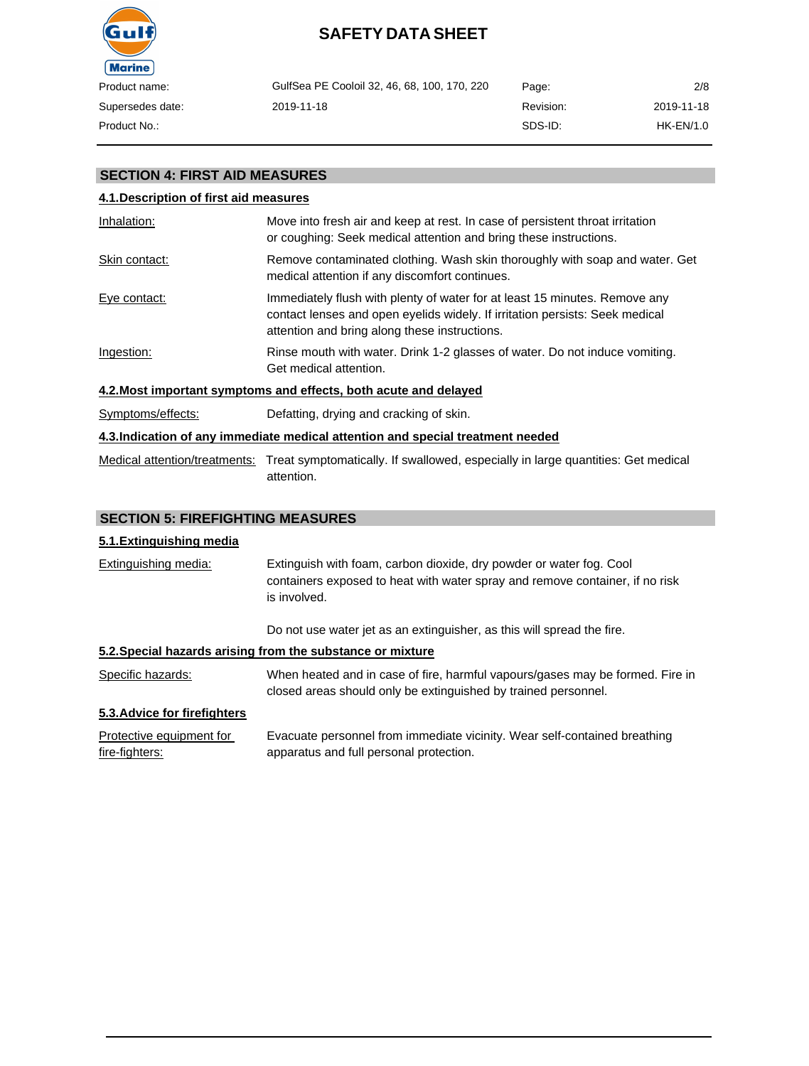## SECTION 4: FIRST AID MEASURES

### 4.1.Description of first aid measures

| | |
|---|---|
| Inhalation: | Move into fresh air and keep at rest. In case of persistent throat irritation or coughing: Seek medical attention and bring these instructions. |
| Skin contact: | Remove contaminated clothing. Wash skin thoroughly with soap and water. Get medical attention if any discomfort continues. |
| Eye contact: | Immediately flush with plenty of water for at least 15 minutes. Remove any contact lenses and open eyelids widely. If irritation persists: Seek medical attention and bring along these instructions. |
| Ingestion: | Rinse mouth with water. Drink 1-2 glasses of water. Do not induce vomiting. Get medical attention. |

### 4.2.Most important symptoms and effects, both acute and delayed

| | |
|---|---|
| Symptoms/effects: | Defatting, drying and cracking of skin. |

### 4.3.Indication of any immediate medical attention and special treatment needed

| | |
|---|---|
| Medical attention/treatments: | Treat symptomatically. If swallowed, especially in large quantities: Get medical attention. |

## SECTION 5: FIREFIGHTING MEASURES

### 5.1.Extinguishing media

| | |
|---|---|
| Extinguishing media: | Extinguish with foam, carbon dioxide, dry powder or water fog. Cool containers exposed to heat with water spray and remove container, if no risk is involved.<br><br>Do not use water jet as an extinguisher, as this will spread the fire. |

### 5.2.Special hazards arising from the substance or mixture

| | |
|---|---|
| Specific hazards: | When heated and in case of fire, harmful vapours/gases may be formed. Fire in closed areas should only be extinguished by trained personnel. |

### 5.3.Advice for firefighters

| | |
|---|---|
| Protective equipment for fire-fighters: | Evacuate personnel from immediate vicinity. Wear self-contained breathing apparatus and full personal protection. |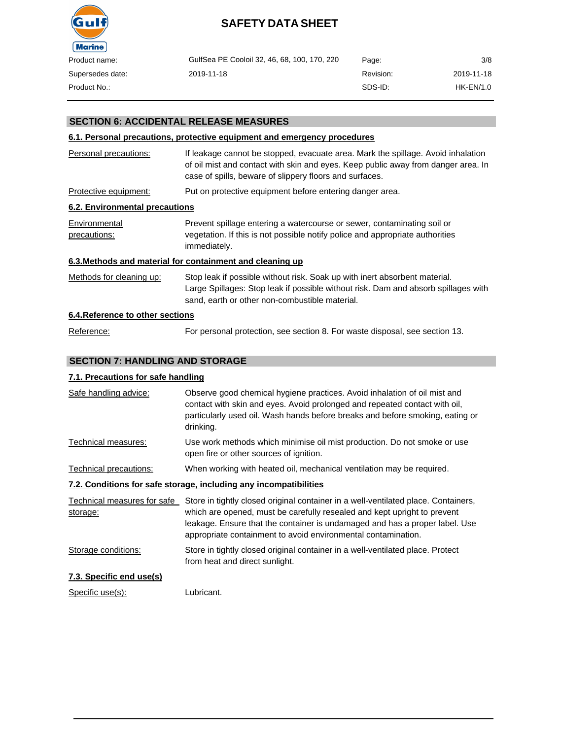## SECTION 6: ACCIDENTAL RELEASE MEASURES

### 6.1. Personal precautions, protective equipment and emergency procedures

| | |
|---|---|
| Personal precautions: | If leakage cannot be stopped, evacuate area. Mark the spillage. Avoid inhalation of oil mist and contact with skin and eyes. Keep public away from danger area. In case of spills, beware of slippery floors and surfaces. |
| Protective equipment: | Put on protective equipment before entering danger area. |

### 6.2. Environmental precautions

| | |
|---|---|
| Environmental precautions: | Prevent spillage entering a watercourse or sewer, contaminating soil or vegetation. If this is not possible notify police and appropriate authorities immediately. |

### 6.3.Methods and material for containment and cleaning up

| | |
|---|---|
| Methods for cleaning up: | Stop leak if possible without risk. Soak up with inert absorbent material. Large Spillages: Stop leak if possible without risk. Dam and absorb spillages with sand, earth or other non-combustible material. |

### 6.4.Reference to other sections

| | |
|---|---|
| Reference: | For personal protection, see section 8. For waste disposal, see section 13. |

## SECTION 7: HANDLING AND STORAGE

### 7.1. Precautions for safe handling

| | |
|---|---|
| Safe handling advice: | Observe good chemical hygiene practices. Avoid inhalation of oil mist and contact with skin and eyes. Avoid prolonged and repeated contact with oil, particularly used oil. Wash hands before breaks and before smoking, eating or drinking. |
| Technical measures: | Use work methods which minimise oil mist production. Do not smoke or use open fire or other sources of ignition. |
| Technical precautions: | When working with heated oil, mechanical ventilation may be required. |

### 7.2. Conditions for safe storage, including any incompatibilities

| | |
|---|---|
| Technical measures for safe storage: | Store in tightly closed original container in a well-ventilated place. Containers, which are opened, must be carefully resealed and kept upright to prevent leakage. Ensure that the container is undamaged and has a proper label. Use appropriate containment to avoid environmental contamination. |
| Storage conditions: | Store in tightly closed original container in a well-ventilated place. Protect from heat and direct sunlight. |

### 7.3. Specific end use(s)

| | |
|---|---|
| Specific use(s): | Lubricant. |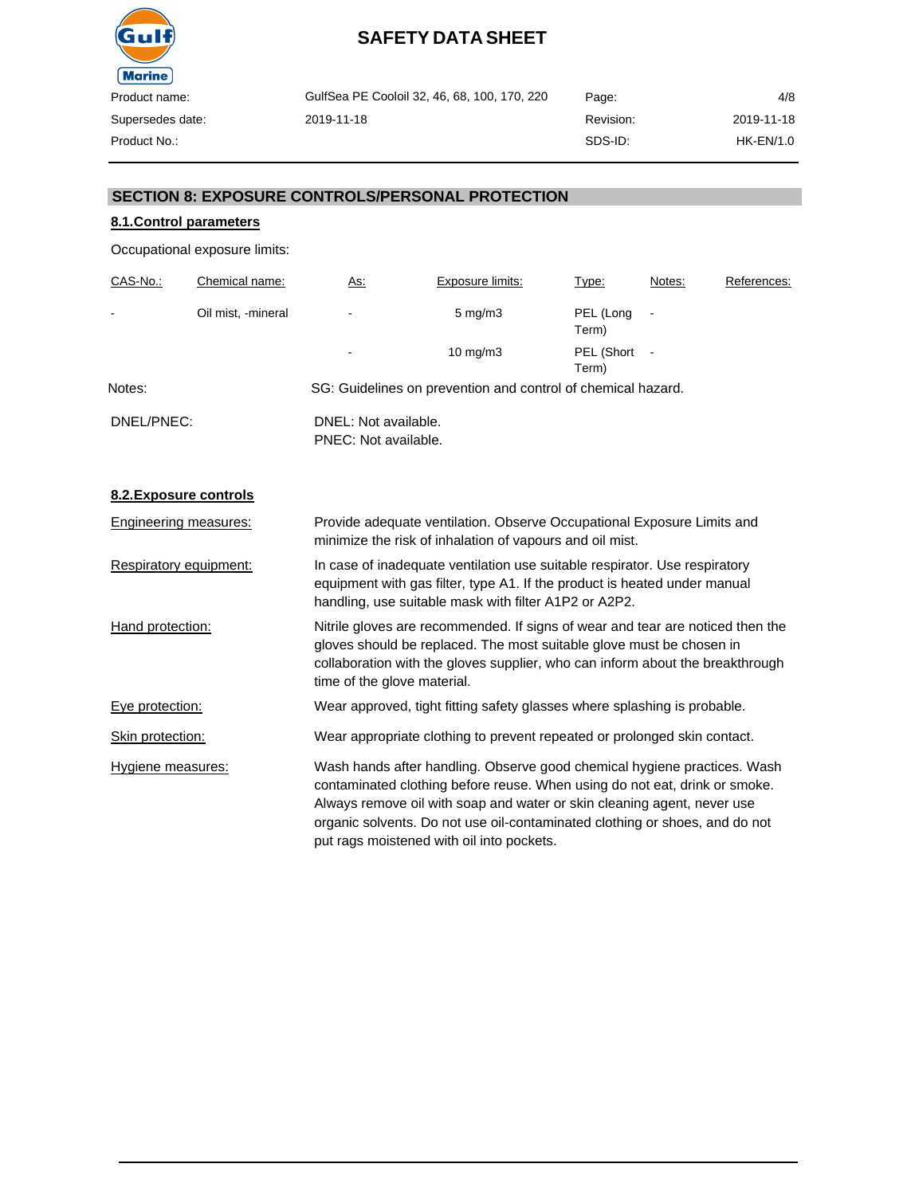## SECTION 8: EXPOSURE CONTROLS/PERSONAL PROTECTION

### 8.1.Control parameters

Occupational exposure limits:

| CAS-No.: | Chemical name: | As: | Exposure limits: | Type: | Notes: | References: |
|---|---|---|---|---|---|---|
| - | Oil mist, -mineral | - | 5 mg/m3 | PEL (Long Term) | - | |
| | | - | 10 mg/m3 | PEL (Short Term) | - | |

Notes: SG: Guidelines on prevention and control of chemical hazard.

DNEL/PNEC:
DNEL: Not available.
PNEC: Not available.

### 8.2.Exposure controls

Engineering measures: Provide adequate ventilation. Observe Occupational Exposure Limits and minimize the risk of inhalation of vapours and oil mist.

Respiratory equipment: In case of inadequate ventilation use suitable respirator. Use respiratory equipment with gas filter, type A1. If the product is heated under manual handling, use suitable mask with filter A1P2 or A2P2.

Hand protection: Nitrile gloves are recommended. If signs of wear and tear are noticed then the gloves should be replaced. The most suitable glove must be chosen in collaboration with the gloves supplier, who can inform about the breakthrough time of the glove material.

Eye protection: Wear approved, tight fitting safety glasses where splashing is probable.

Skin protection: Wear appropriate clothing to prevent repeated or prolonged skin contact.

Hygiene measures: Wash hands after handling. Observe good chemical hygiene practices. Wash contaminated clothing before reuse. When using do not eat, drink or smoke. Always remove oil with soap and water or skin cleaning agent, never use organic solvents. Do not use oil-contaminated clothing or shoes, and do not put rags moistened with oil into pockets.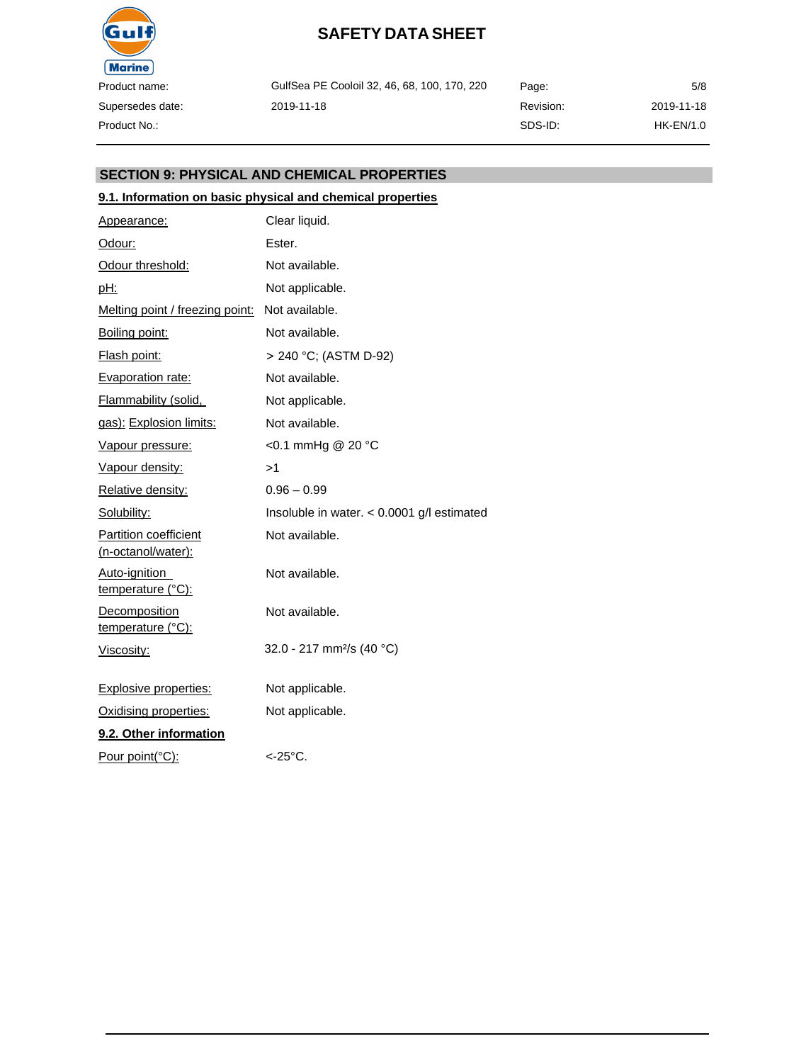## SECTION 9: PHYSICAL AND CHEMICAL PROPERTIES

### 9.1. Information on basic physical and chemical properties

| | |
|---|---|
| Appearance: | Clear liquid. |
| Odour: | Ester. |
| Odour threshold: | Not available. |
| pH: | Not applicable. |
| Melting point / freezing point: | Not available. |
| Boiling point: | Not available. |
| Flash point: | > 240 °C; (ASTM D-92) |
| Evaporation rate: | Not available. |
| Flammability (solid, gas): | Not applicable. |
| Explosion limits: | Not available. |
| Vapour pressure: | <0.1 mmHg @ 20 °C |
| Vapour density: | >1 |
| Relative density: | 0.96 – 0.99 |
| Solubility: | Insoluble in water. < 0.0001 g/l estimated |
| Partition coefficient (n-octanol/water): | Not available. |
| Auto-ignition temperature (°C): | Not available. |
| Decomposition temperature (°C): | Not available. |
| Viscosity: | 32.0 - 217 mm²/s (40 °C) |
| Explosive properties: | Not applicable. |
| Oxidising properties: | Not applicable. |

### 9.2. Other information

| | |
|---|---|
| Pour point(°C): | <-25°C. |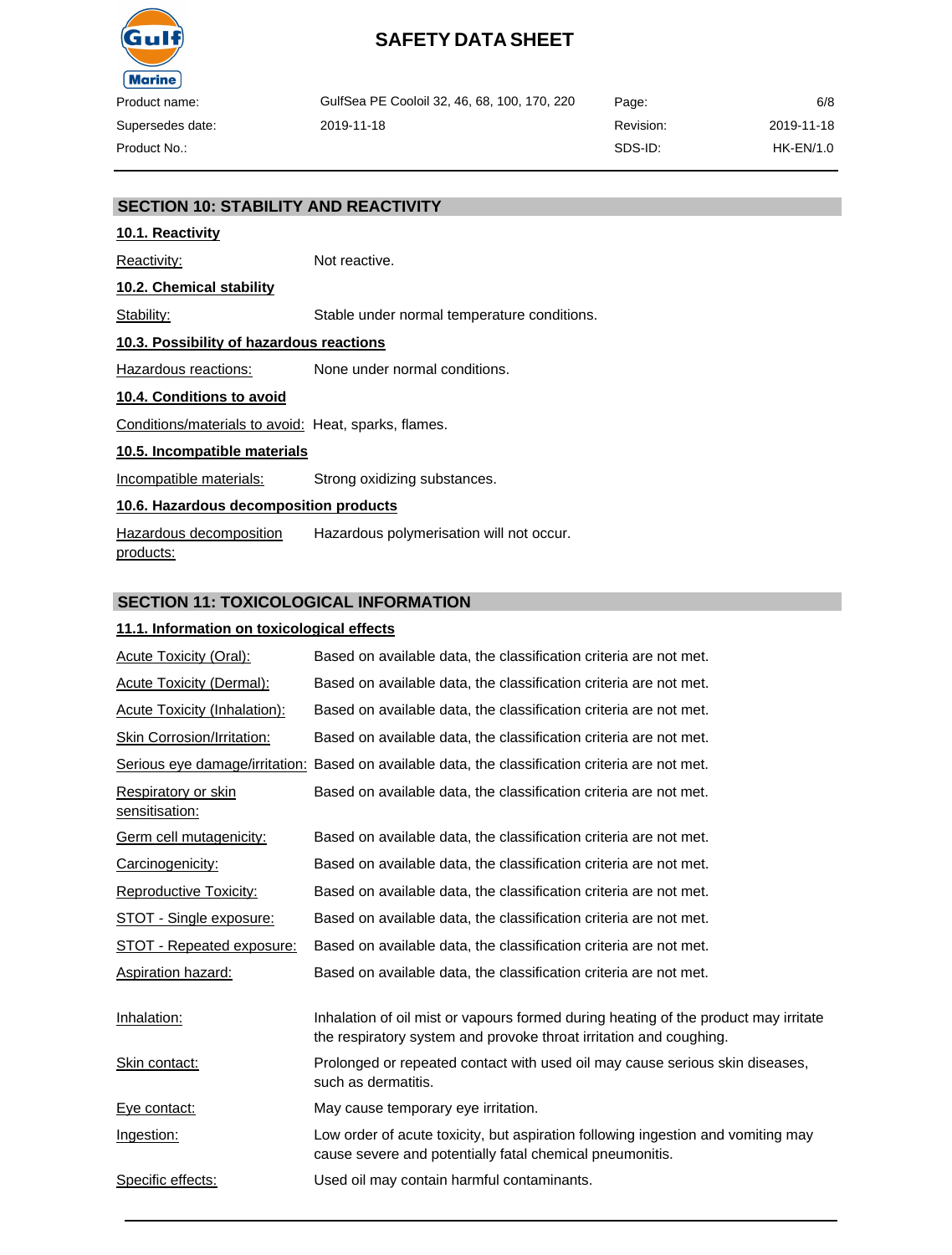## SECTION 10: STABILITY AND REACTIVITY

### 10.1. Reactivity

Reactivity: Not reactive.

### 10.2. Chemical stability

Stability: Stable under normal temperature conditions.

### 10.3. Possibility of hazardous reactions

Hazardous reactions: None under normal conditions.

### 10.4. Conditions to avoid

Conditions/materials to avoid: Heat, sparks, flames.

### 10.5. Incompatible materials

Incompatible materials: Strong oxidizing substances.

### 10.6. Hazardous decomposition products

Hazardous decomposition products: Hazardous polymerisation will not occur.

## SECTION 11: TOXICOLOGICAL INFORMATION

### 11.1. Information on toxicological effects

Acute Toxicity (Oral): Based on available data, the classification criteria are not met.

Acute Toxicity (Dermal): Based on available data, the classification criteria are not met.

Acute Toxicity (Inhalation): Based on available data, the classification criteria are not met.

Skin Corrosion/Irritation: Based on available data, the classification criteria are not met.

Serious eye damage/irritation: Based on available data, the classification criteria are not met.

Respiratory or skin sensitisation: Based on available data, the classification criteria are not met.

Germ cell mutagenicity: Based on available data, the classification criteria are not met.

Carcinogenicity: Based on available data, the classification criteria are not met.

Reproductive Toxicity: Based on available data, the classification criteria are not met.

STOT - Single exposure: Based on available data, the classification criteria are not met.

STOT - Repeated exposure: Based on available data, the classification criteria are not met.

Aspiration hazard: Based on available data, the classification criteria are not met.

Inhalation: Inhalation of oil mist or vapours formed during heating of the product may irritate the respiratory system and provoke throat irritation and coughing.

Skin contact: Prolonged or repeated contact with used oil may cause serious skin diseases, such as dermatitis.

Eye contact: May cause temporary eye irritation.

Ingestion: Low order of acute toxicity, but aspiration following ingestion and vomiting may cause severe and potentially fatal chemical pneumonitis.

Specific effects: Used oil may contain harmful contaminants.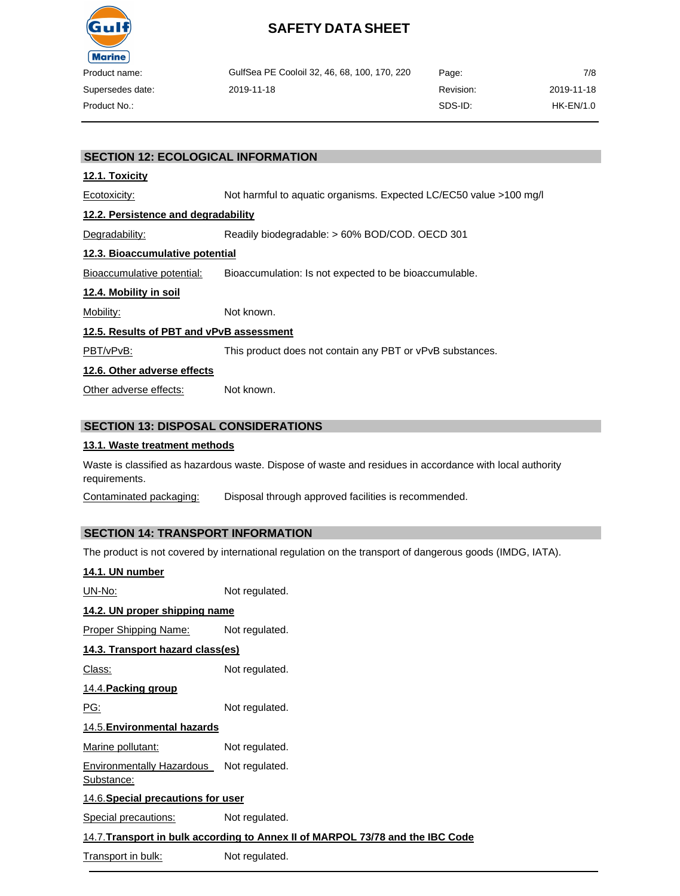## SECTION 12: ECOLOGICAL INFORMATION

### 12.1. Toxicity

Ecotoxicity: Not harmful to aquatic organisms. Expected LC/EC50 value >100 mg/l

### 12.2. Persistence and degradability

Degradability: Readily biodegradable: > 60% BOD/COD. OECD 301

### 12.3. Bioaccumulative potential

Bioaccumulative potential: Bioaccumulation: Is not expected to be bioaccumulable.

### 12.4. Mobility in soil

Mobility: Not known.

### 12.5. Results of PBT and vPvB assessment

PBT/vPvB: This product does not contain any PBT or vPvB substances.

### 12.6. Other adverse effects

Other adverse effects: Not known.

## SECTION 13: DISPOSAL CONSIDERATIONS

### 13.1. Waste treatment methods

Waste is classified as hazardous waste. Dispose of waste and residues in accordance with local authority requirements.

Contaminated packaging: Disposal through approved facilities is recommended.

## SECTION 14: TRANSPORT INFORMATION

The product is not covered by international regulation on the transport of dangerous goods (IMDG, IATA).

### 14.1. UN number

UN-No: Not regulated.

### 14.2. UN proper shipping name

Proper Shipping Name: Not regulated.

### 14.3. Transport hazard class(es)

Class: Not regulated.

### 14.4. Packing group

PG: Not regulated.

### 14.5. Environmental hazards

Marine pollutant: Not regulated.

Environmentally Hazardous Substance: Not regulated.

### 14.6. Special precautions for user

Special precautions: Not regulated.

### 14.7. Transport in bulk according to Annex II of MARPOL 73/78 and the IBC Code

Transport in bulk: Not regulated.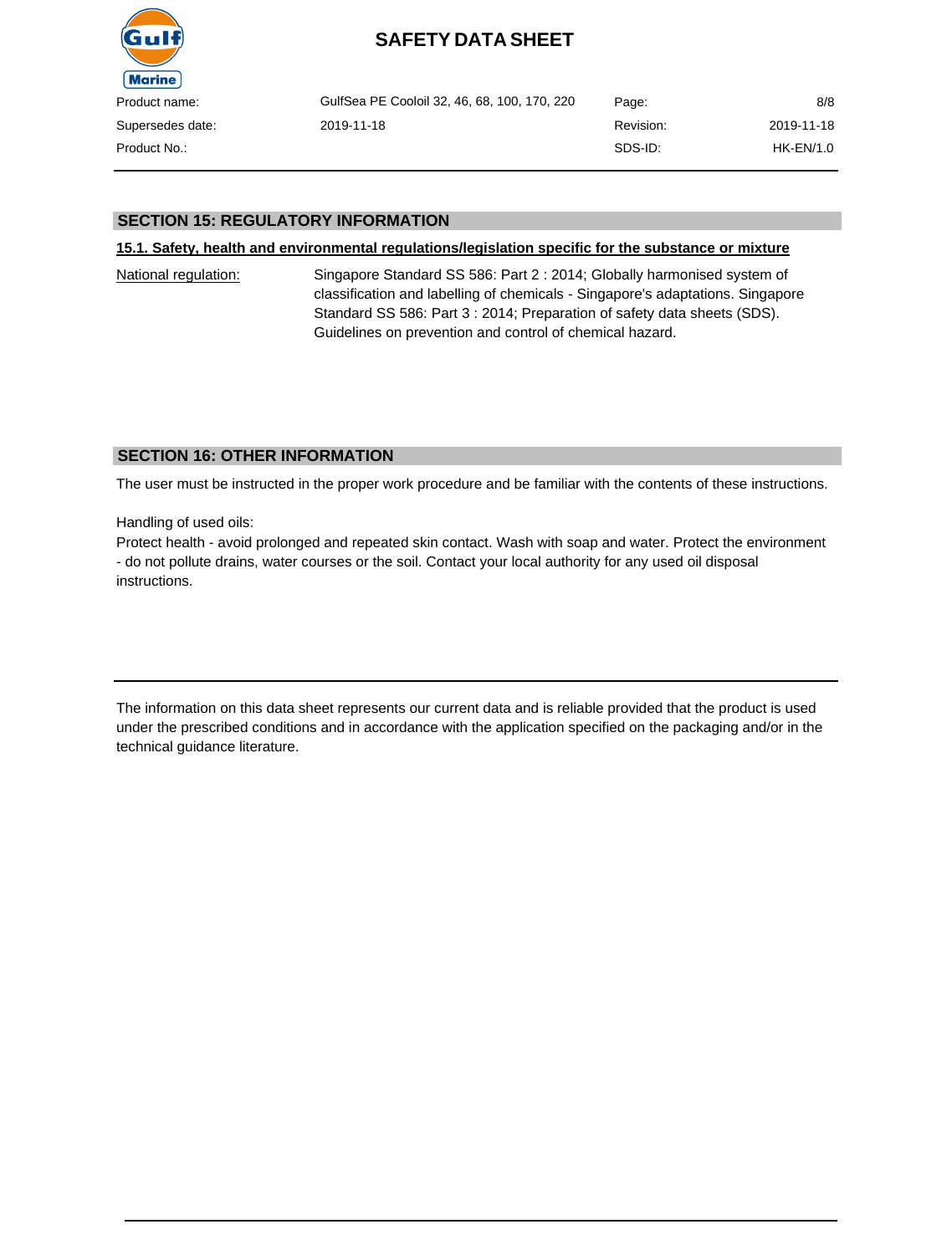## SECTION 15: REGULATORY INFORMATION

**15.1. Safety, health and environmental regulations/legislation specific for the substance or mixture**

National regulation: Singapore Standard SS 586: Part 2 : 2014; Globally harmonised system of classification and labelling of chemicals - Singapore's adaptations. Singapore Standard SS 586: Part 3 : 2014; Preparation of safety data sheets (SDS). Guidelines on prevention and control of chemical hazard.

## SECTION 16: OTHER INFORMATION

The user must be instructed in the proper work procedure and be familiar with the contents of these instructions.

Handling of used oils:
Protect health - avoid prolonged and repeated skin contact. Wash with soap and water. Protect the environment - do not pollute drains, water courses or the soil. Contact your local authority for any used oil disposal instructions.

---

The information on this data sheet represents our current data and is reliable provided that the product is used under the prescribed conditions and in accordance with the application specified on the packaging and/or in the technical guidance literature.